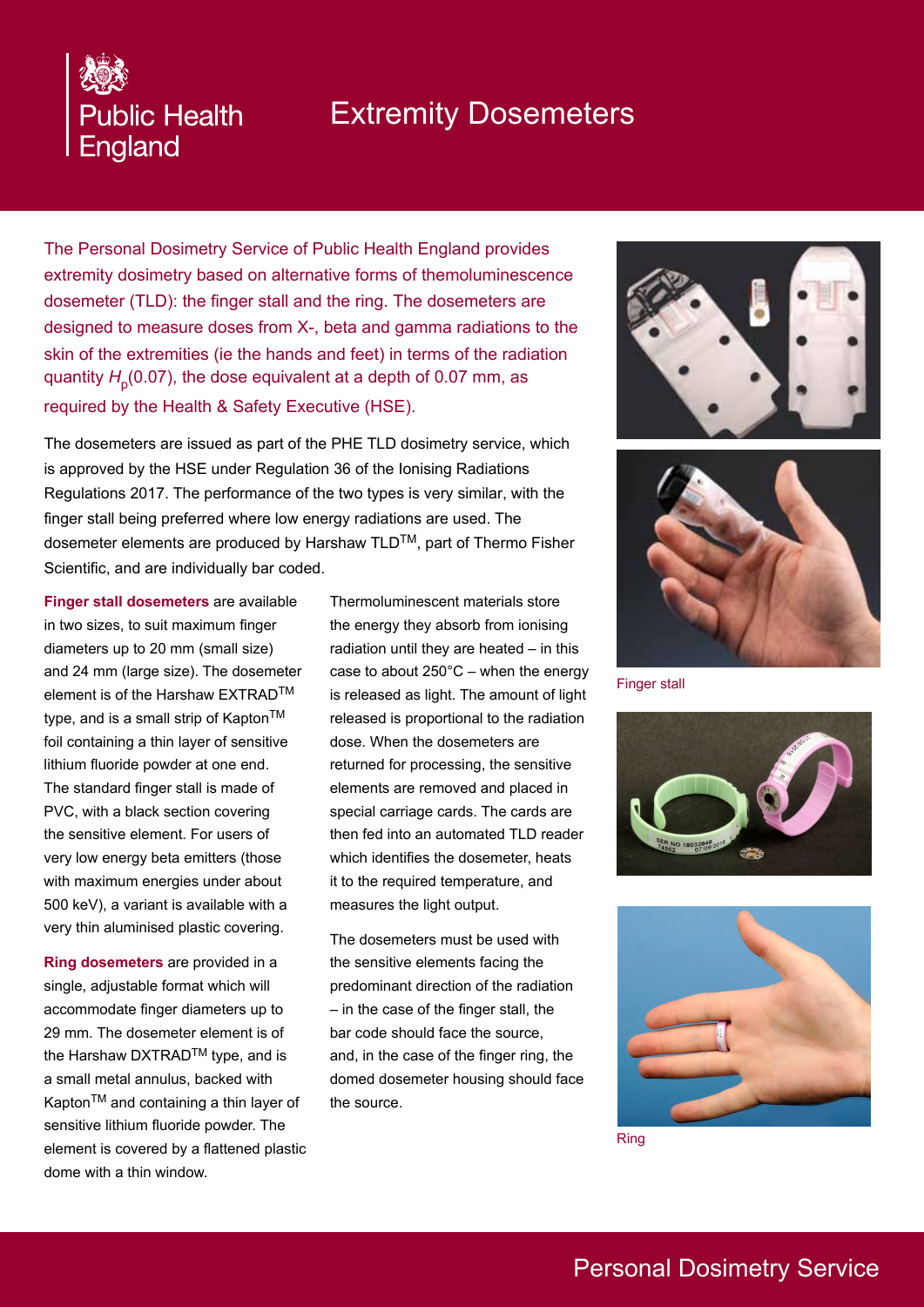Public Health England

# Extremity Dosemeters

The Personal Dosimetry Service of Public Health England provides extremity dosimetry based on alternative forms of themoluminescence dosemeter (TLD): the finger stall and the ring. The dosemeters are designed to measure doses from X-, beta and gamma radiations to the skin of the extremities (ie the hands and feet) in terms of the radiation quantity $H_p(0.07)$, the dose equivalent at a depth of 0.07 mm, as required by the Health & Safety Executive (HSE).

The dosemeters are issued as part of the PHE TLD dosimetry service, which is approved by the HSE under Regulation 36 of the Ionising Radiations Regulations 2017. The performance of the two types is very similar, with the finger stall being preferred where low energy radiations are used. The dosemeter elements are produced by Harshaw TLD™, part of Thermo Fisher Scientific, and are individually bar coded.

**Finger stall dosemeters** are available in two sizes, to suit maximum finger diameters up to 20 mm (small size) and 24 mm (large size). The dosemeter element is of the Harshaw EXTRAD™ type, and is a small strip of Kapton™ foil containing a thin layer of sensitive lithium fluoride powder at one end. The standard finger stall is made of PVC, with a black section covering the sensitive element. For users of very low energy beta emitters (those with maximum energies under about 500 keV), a variant is available with a very thin aluminised plastic covering.

**Ring dosemeters** are provided in a single, adjustable format which will accommodate finger diameters up to 29 mm. The dosemeter element is of the Harshaw DXTRAD™ type, and is a small metal annulus, backed with Kapton™ and containing a thin layer of sensitive lithium fluoride powder. The element is covered by a flattened plastic dome with a thin window.

Thermoluminescent materials store the energy they absorb from ionising radiation until they are heated – in this case to about 250°C – when the energy is released as light. The amount of light released is proportional to the radiation dose. When the dosemeters are returned for processing, the sensitive elements are removed and placed in special carriage cards. The cards are then fed into an automated TLD reader which identifies the dosemeter, heats it to the required temperature, and measures the light output.

The dosemeters must be used with the sensitive elements facing the predominant direction of the radiation – in the case of the finger stall, the bar code should face the source, and, in the case of the finger ring, the domed dosemeter housing should face the source.

Finger stall

Ring

Personal Dosimetry Service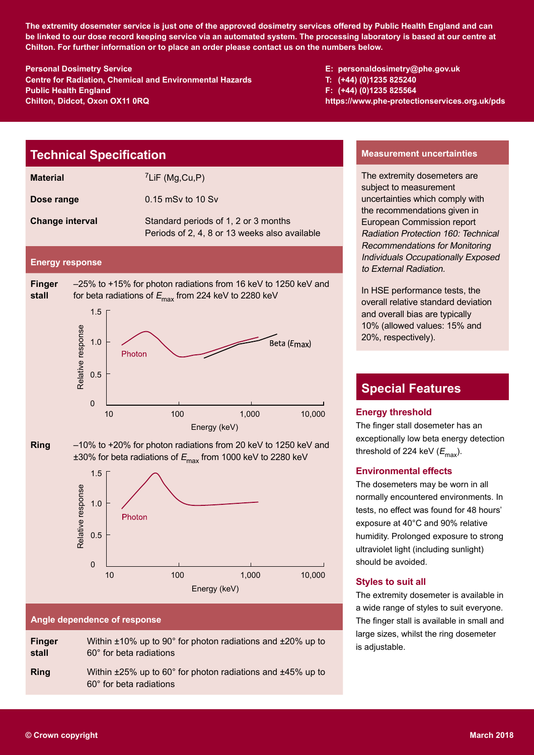**The extremity dosemeter service is just one of the approved dosimetry services offered by Public Health England and can be linked to our dose record keeping service via an automated system. The processing laboratory is based at our centre at Chilton. For further information or to place an order please contact us on the numbers below.**

**Personal Dosimetry Service**
**Centre for Radiation, Chemical and Environmental Hazards**
**Public Health England**
**Chilton, Didcot, Oxon OX11 0RQ**

**E: personaldosimetry@phe.gov.uk**
**T: (+44) (0)1235 825240**
**F: (+44) (0)1235 825564**
**https://www.phe-protectionservices.org.uk/pds**

## Technical Specification

| | |
|---|---|
| **Material** | $^{7}$LiF (Mg,Cu,P) |
| **Dose range** | 0.15 mSv to 10 Sv |
| **Change interval** | Standard periods of 1, 2 or 3 months<br>Periods of 2, 4, 8 or 13 weeks also available |

### Energy response

**Finger stall** –25% to +15% for photon radiations from 16 keV to 1250 keV and for beta radiations of $E_{max}$ from 224 keV to 2280 keV

1.5
1.0
0.5
0
Relative response
Photon
Beta ($E_{max}$)
10
100
1,000
10,000
Energy (keV)

**Ring** –10% to +20% for photon radiations from 20 keV to 1250 keV and ±30% for beta radiations of $E_{max}$ from 1000 keV to 2280 keV

1.5
1.0
0.5
0
Relative response
Photon
10
100
1,000
10,000
Energy (keV)

### Angle dependence of response

| | |
|---|---|
| **Finger stall** | Within ±10% up to 90° for photon radiations and ±20% up to 60° for beta radiations |
| **Ring** | Within ±25% up to 60° for photon radiations and ±45% up to 60° for beta radiations |

### Measurement uncertainties

The extremity dosemeters are subject to measurement uncertainties which comply with the recommendations given in European Commission report *Radiation Protection 160: Technical Recommendations for Monitoring Individuals Occupationally Exposed to External Radiation.*

In HSE performance tests, the overall relative standard deviation and overall bias are typically 10% (allowed values: 15% and 20%, respectively).

## Special Features

### Energy threshold

The finger stall dosemeter has an exceptionally low beta energy detection threshold of 224 keV ($E_{max}$).

### Environmental effects

The dosemeters may be worn in all normally encountered environments. In tests, no effect was found for 48 hours' exposure at 40°C and 90% relative humidity. Prolonged exposure to strong ultraviolet light (including sunlight) should be avoided.

### Styles to suit all

The extremity dosemeter is available in a wide range of styles to suit everyone. The finger stall is available in small and large sizes, whilst the ring dosemeter is adjustable.

**© Crown copyright** **March 2018**